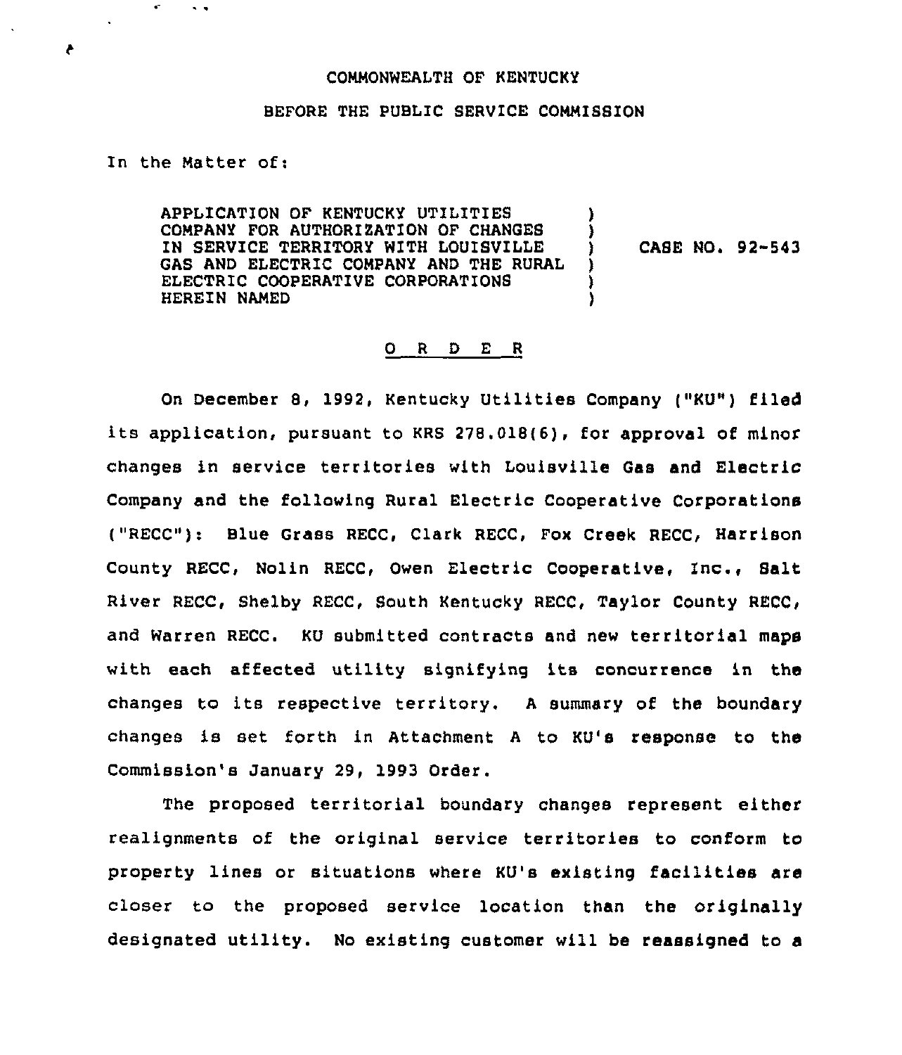COMMONWEALTH OF KENTUCKY

BEFORE THE PUBLIC SERVICE COMMISSION

In the Matter of:

APPLICATION OF KENTUCKY UTILITIES COMPANY FOR AUTHORIZATION OF CHANGES IN SERVICE TERRITORY WITH LOUISVILLE GAS AND ELECTRIC COMPANY AND THE RURAL ELECTRIC COOPERATIVE CORPORATIONS HEREIN NAMED ) CASE NO. 92-543

O R D E R

On December 8, 1992, Kentucky Utilities Company ("KU") filed its application, pursuant to KRS 278.018(6), for approval of minor changes in service territories with Louisville Gas and Electric Company and the following Rural Electric Cooperative Corporations ("RECC"): Blue Grass RECC, Clark RECC, Fox Creek RECC, Harrison County RECC, Nolin RECC, Owen Electric Cooperative, Inc., Salt River RECC, Shelby RECC, South Kentucky RECC, Taylor County RECC, and Warren RECC. KU submitted contracts and new territorial maps with each affected utility signifying its concurrence in the changes to its respective territory. A summary of the boundary changes is set forth in Attachment A to KU's response to the Commission's January 29, 1993 Order.

The proposed territorial boundary changes represent either realignments of the original service territories to conform to property lines or situations where KU's existing facilities are closer to the proposed service location than the originally designated utility. No existing customer will be reassigned to a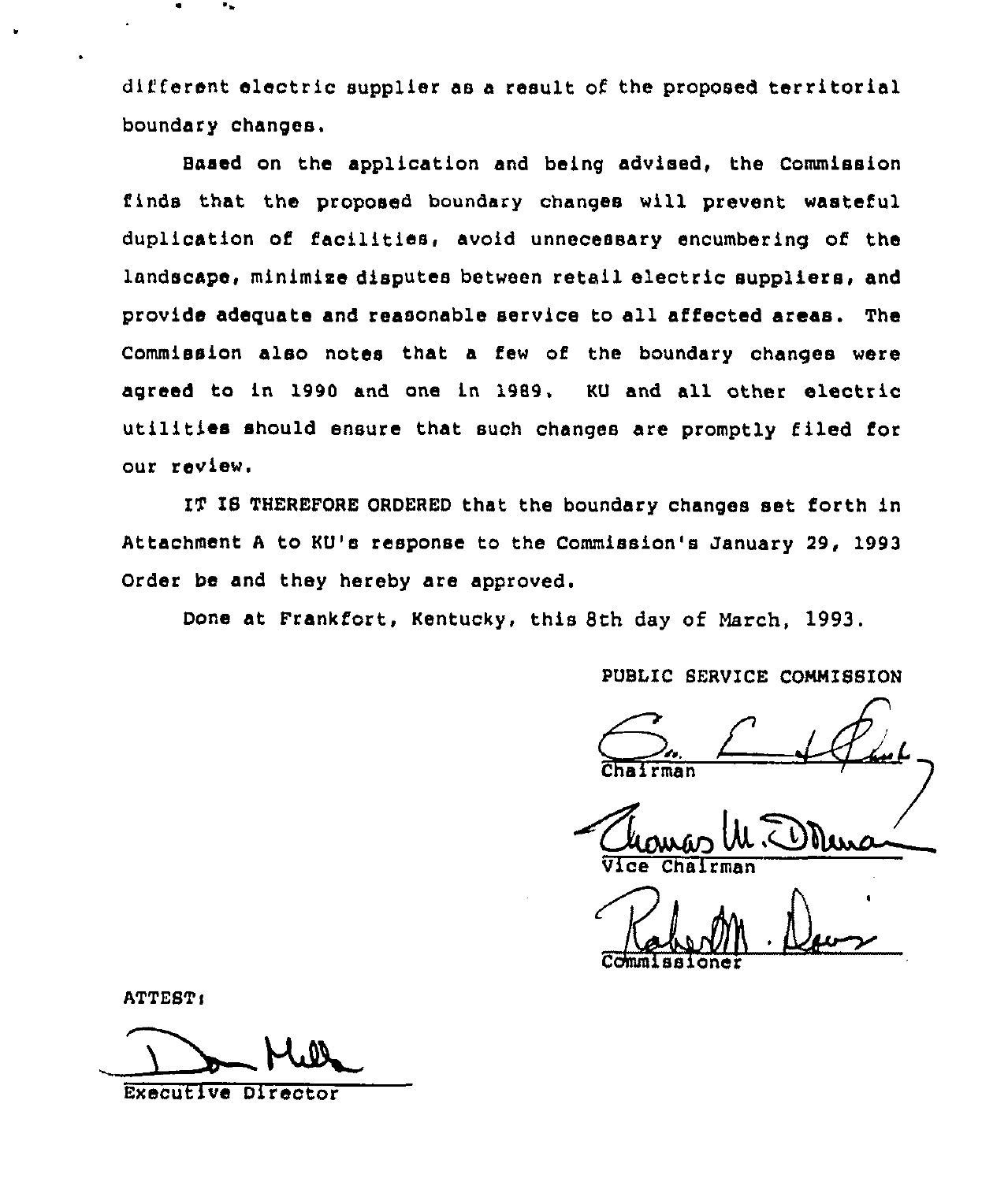different electric supplier as a result of the proposed territorial boundary changes.

Based on the application and being advised, the Commission finds that the proposed boundary changes will prevent wasteful duplication of facilities, avoid unnecessary encumbering of the landscape, minimize disputes between retail electric suppliers, and provide adequate and reasonable service to all affected areas. The Commission also notes that a few of the boundary changes were agreed to in 1990 and one in 1989. KU and all other electric utilities should ensure that such changes are promptly filed for our review.

IT IS THEREFORE ORDERED that the boundary changes set forth in Attachment A to KU's response to the Commission's January 29, 1993 Order be and they hereby are approved.

Done at Frankfort, Kentucky, this 8th day of March, 1993.

PUBLIC SERVICE COMMISSION

Chairman

Vice Chairman

Commissioner

ATTEST:

Executive Director